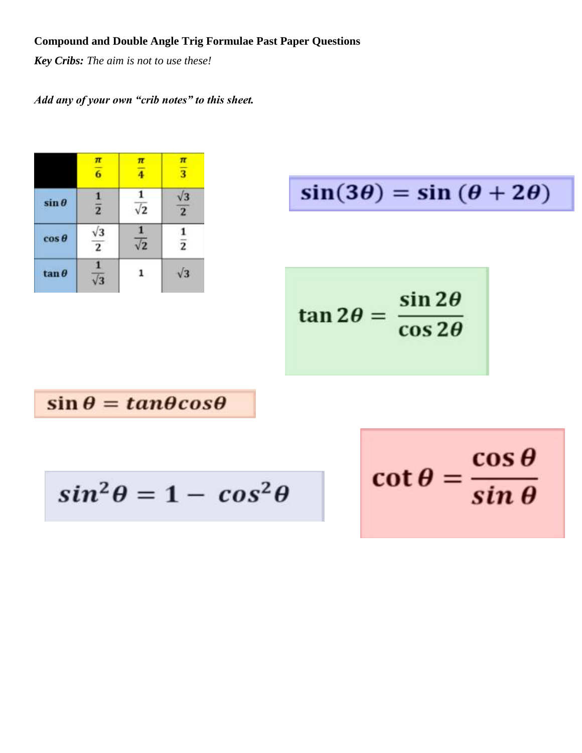**Compound and Double Angle Trig Formulae Past Paper Questions**

***Key Cribs:*** *The aim is not to use these!*

***Add any of your own "crib notes" to this sheet.***

| | $\frac{\pi}{6}$ | $\frac{\pi}{4}$ | $\frac{\pi}{3}$ |
|---|---|---|---|
| $\sin\theta$ | $\frac{1}{2}$ | $\frac{1}{\sqrt{2}}$ | $\frac{\sqrt{3}}{2}$ |
| $\cos\theta$ | $\frac{\sqrt{3}}{2}$ | $\frac{1}{\sqrt{2}}$ | $\frac{1}{2}$ |
| $\tan\theta$ | $\frac{1}{\sqrt{3}}$ | $1$ | $\sqrt{3}$ |

$$\sin(3\theta) = \sin(\theta + 2\theta)$$

$$\tan 2\theta = \frac{\sin 2\theta}{\cos 2\theta}$$

$$\sin\theta = \tan\theta\cos\theta$$

$$\sin^2\theta = 1 - \cos^2\theta$$

$$\cot\theta = \frac{\cos\theta}{\sin\theta}$$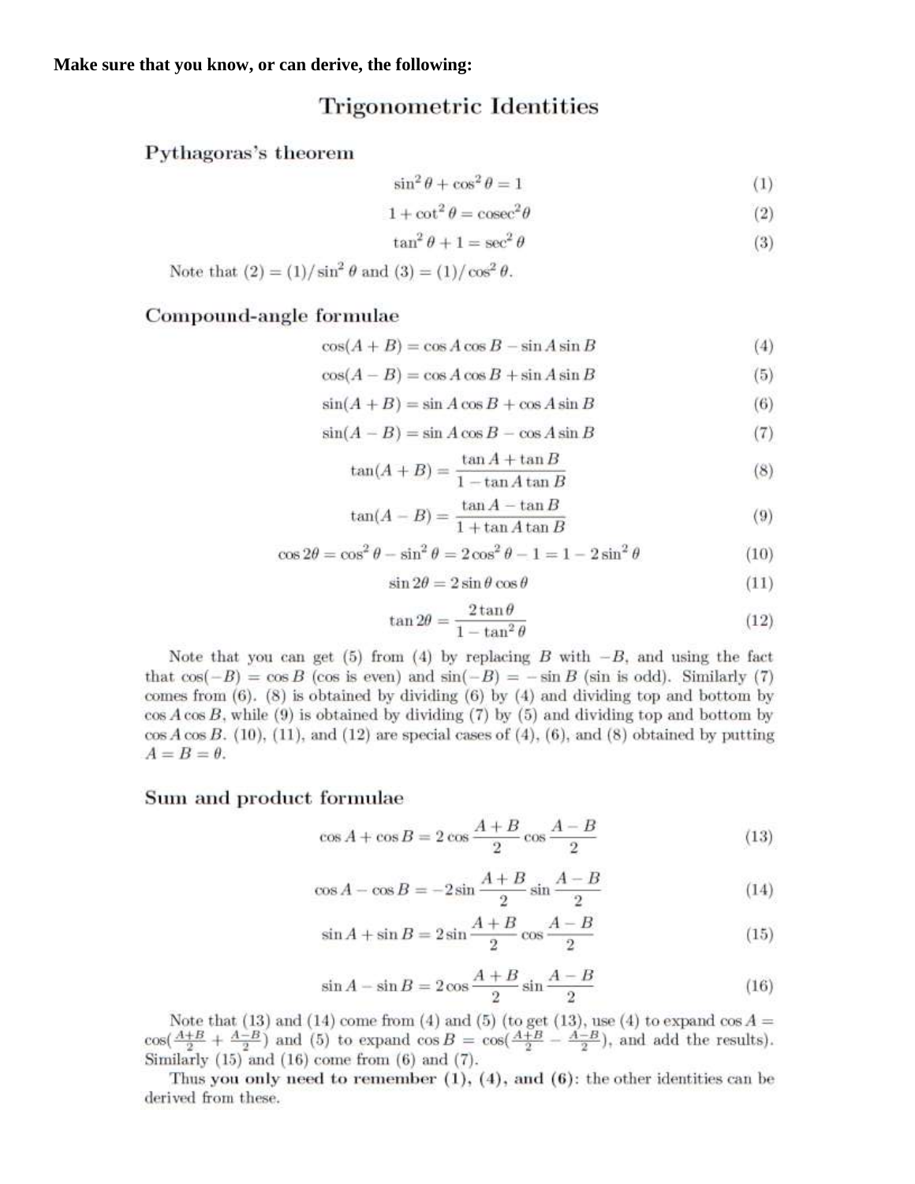**Make sure that you know, or can derive, the following:**

# Trigonometric Identities

## Pythagoras's theorem

$$\sin^2\theta + \cos^2\theta = 1 \tag{1}$$

$$1 + \cot^2\theta = \operatorname{cosec}^2\theta \tag{2}$$

$$\tan^2\theta + 1 = \sec^2\theta \tag{3}$$

Note that (2) = (1)/$\sin^2\theta$ and (3) = (1)/$\cos^2\theta$.

## Compound-angle formulae

$$\cos(A+B) = \cos A\cos B - \sin A\sin B \tag{4}$$

$$\cos(A-B) = \cos A\cos B + \sin A\sin B \tag{5}$$

$$\sin(A+B) = \sin A\cos B + \cos A\sin B \tag{6}$$

$$\sin(A-B) = \sin A\cos B - \cos A\sin B \tag{7}$$

$$\tan(A+B) = \frac{\tan A + \tan B}{1 - \tan A\tan B} \tag{8}$$

$$\tan(A-B) = \frac{\tan A - \tan B}{1 + \tan A\tan B} \tag{9}$$

$$\cos 2\theta = \cos^2\theta - \sin^2\theta = 2\cos^2\theta - 1 = 1 - 2\sin^2\theta \tag{10}$$

$$\sin 2\theta = 2\sin\theta\cos\theta \tag{11}$$

$$\tan 2\theta = \frac{2\tan\theta}{1 - \tan^2\theta} \tag{12}$$

Note that you can get (5) from (4) by replacing $B$ with $-B$, and using the fact that $\cos(-B) = \cos B$ (cos is even) and $\sin(-B) = -\sin B$ (sin is odd). Similarly (7) comes from (6). (8) is obtained by dividing (6) by (4) and dividing top and bottom by $\cos A\cos B$, while (9) is obtained by dividing (7) by (5) and dividing top and bottom by $\cos A\cos B$. (10), (11), and (12) are special cases of (4), (6), and (8) obtained by putting $A = B = \theta$.

## Sum and product formulae

$$\cos A + \cos B = 2\cos\frac{A+B}{2}\cos\frac{A-B}{2} \tag{13}$$

$$\cos A - \cos B = -2\sin\frac{A+B}{2}\sin\frac{A-B}{2} \tag{14}$$

$$\sin A + \sin B = 2\sin\frac{A+B}{2}\cos\frac{A-B}{2} \tag{15}$$

$$\sin A - \sin B = 2\cos\frac{A+B}{2}\sin\frac{A-B}{2} \tag{16}$$

Note that (13) and (14) come from (4) and (5) (to get (13), use (4) to expand $\cos A = \cos(\frac{A+B}{2} + \frac{A-B}{2})$ and (5) to expand $\cos B = \cos(\frac{A+B}{2} - \frac{A-B}{2})$, and add the results). Similarly (15) and (16) come from (6) and (7).

Thus **you only need to remember (1), (4), and (6)**: the other identities can be derived from these.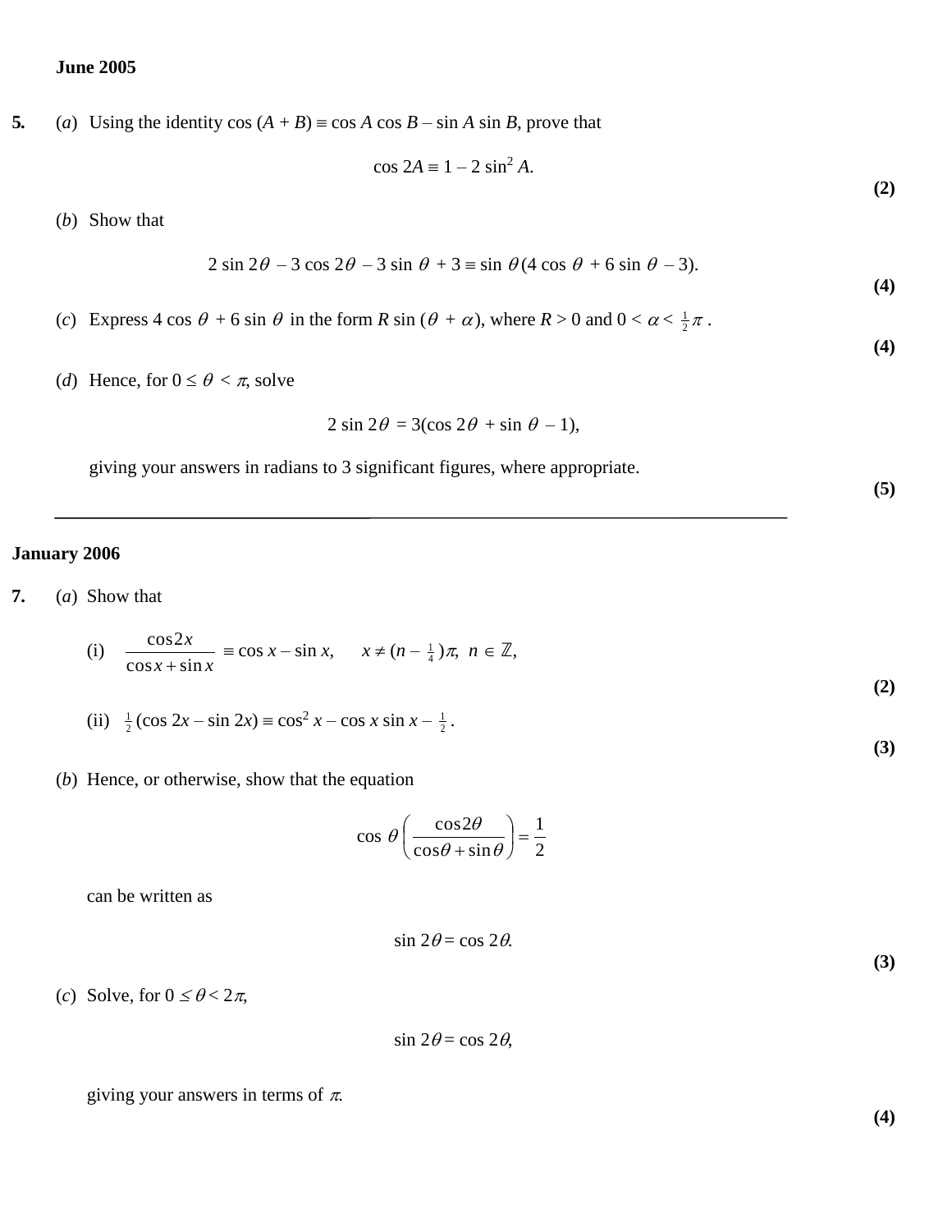**June 2005**

**5.** (*a*) Using the identity $\cos(A + B) \equiv \cos A \cos B - \sin A \sin B$, prove that

$$\cos 2A \equiv 1 - 2\sin^2 A.$$

**(2)**

(*b*) Show that

$$2\sin 2\theta - 3\cos 2\theta - 3\sin\theta + 3 \equiv \sin\theta(4\cos\theta + 6\sin\theta - 3).$$

**(4)**

(*c*) Express $4\cos\theta + 6\sin\theta$ in the form $R\sin(\theta + \alpha)$, where $R > 0$ and $0 < \alpha < \frac{1}{2}\pi$.

**(4)**

(*d*) Hence, for $0 \leq \theta < \pi$, solve

$$2\sin 2\theta = 3(\cos 2\theta + \sin\theta - 1),$$

giving your answers in radians to 3 significant figures, where appropriate.

**(5)**

---

**January 2006**

**7.** (*a*) Show that

(i) $\dfrac{\cos 2x}{\cos x + \sin x} \equiv \cos x - \sin x, \quad x \neq (n - \frac{1}{4})\pi, \; n \in \mathbb{Z},$

**(2)**

(ii) $\frac{1}{2}(\cos 2x - \sin 2x) \equiv \cos^2 x - \cos x \sin x - \frac{1}{2}$.

**(3)**

(*b*) Hence, or otherwise, show that the equation

$$\cos\theta\left(\frac{\cos 2\theta}{\cos\theta + \sin\theta}\right) = \frac{1}{2}$$

can be written as

$$\sin 2\theta = \cos 2\theta.$$

**(3)**

(*c*) Solve, for $0 \leq \theta < 2\pi$,

$$\sin 2\theta = \cos 2\theta,$$

giving your answers in terms of $\pi$.

**(4)**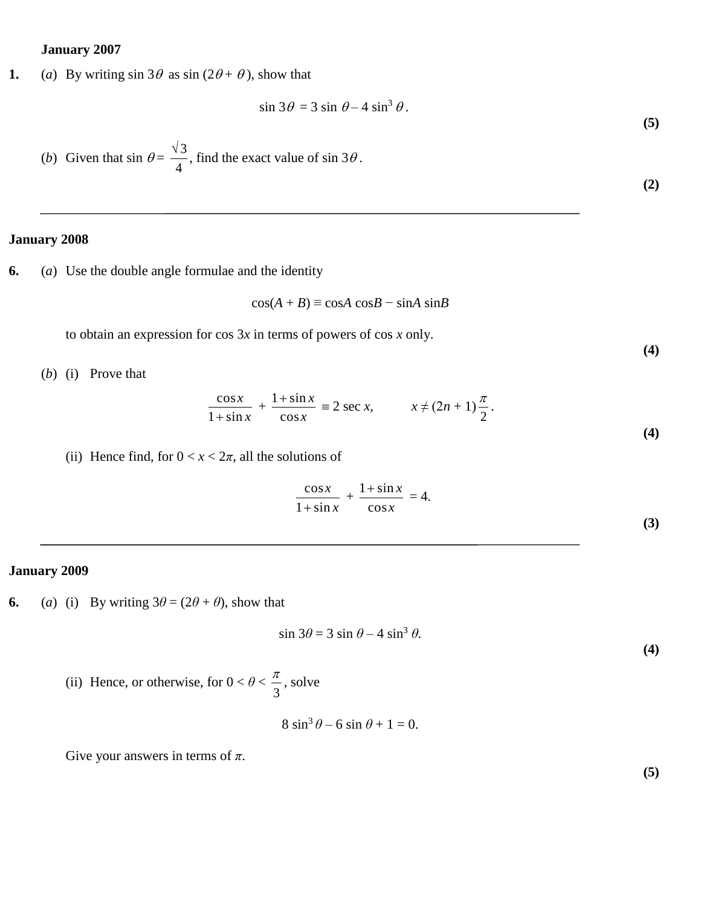**January 2007**

**1.** (*a*) By writing $\sin 3\theta$ as $\sin(2\theta + \theta)$, show that

$$\sin 3\theta = 3\sin\theta - 4\sin^3\theta.$$

**(5)**

(*b*) Given that $\sin\theta = \frac{\sqrt{3}}{4}$, find the exact value of $\sin 3\theta$.

**(2)**

---

**January 2008**

**6.** (*a*) Use the double angle formulae and the identity

$$\cos(A + B) \equiv \cos A \cos B - \sin A \sin B$$

to obtain an expression for $\cos 3x$ in terms of powers of $\cos x$ only.

**(4)**

(*b*) (i) Prove that

$$\frac{\cos x}{1+\sin x} + \frac{1+\sin x}{\cos x} \equiv 2\sec x, \qquad x \neq (2n+1)\frac{\pi}{2}.$$

**(4)**

(ii) Hence find, for $0 < x < 2\pi$, all the solutions of

$$\frac{\cos x}{1+\sin x} + \frac{1+\sin x}{\cos x} = 4.$$

**(3)**

---

**January 2009**

**6.** (*a*) (i) By writing $3\theta = (2\theta + \theta)$, show that

$$\sin 3\theta = 3\sin\theta - 4\sin^3\theta.$$

**(4)**

(ii) Hence, or otherwise, for $0 < \theta < \frac{\pi}{3}$, solve

$$8\sin^3\theta - 6\sin\theta + 1 = 0.$$

Give your answers in terms of $\pi$.

**(5)**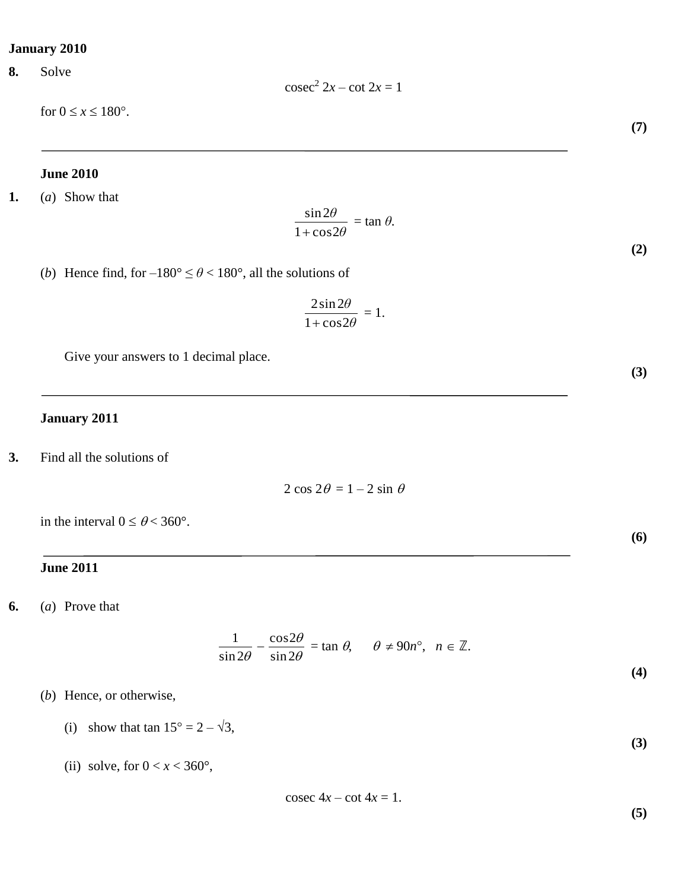**January 2010**

**8.** Solve

$$\text{cosec}^2\, 2x - \cot 2x = 1$$

for $0 \leq x \leq 180°$.

**(7)**

---

**June 2010**

**1.** (*a*) Show that

$$\frac{\sin 2\theta}{1 + \cos 2\theta} = \tan \theta.$$

**(2)**

(*b*) Hence find, for $-180° \leq \theta < 180°$, all the solutions of

$$\frac{2 \sin 2\theta}{1 + \cos 2\theta} = 1.$$

Give your answers to 1 decimal place.

**(3)**

---

**January 2011**

**3.** Find all the solutions of

$$2 \cos 2\theta = 1 - 2 \sin \theta$$

in the interval $0 \leq \theta < 360°$.

**(6)**

---

**June 2011**

**6.** (*a*) Prove that

$$\frac{1}{\sin 2\theta} - \frac{\cos 2\theta}{\sin 2\theta} = \tan \theta, \quad \theta \neq 90n°, \quad n \in \mathbb{Z}.$$

**(4)**

(*b*) Hence, or otherwise,

(i) show that $\tan 15° = 2 - \sqrt{3}$,

**(3)**

(ii) solve, for $0 < x < 360°$,

$$\text{cosec}\, 4x - \cot 4x = 1.$$

**(5)**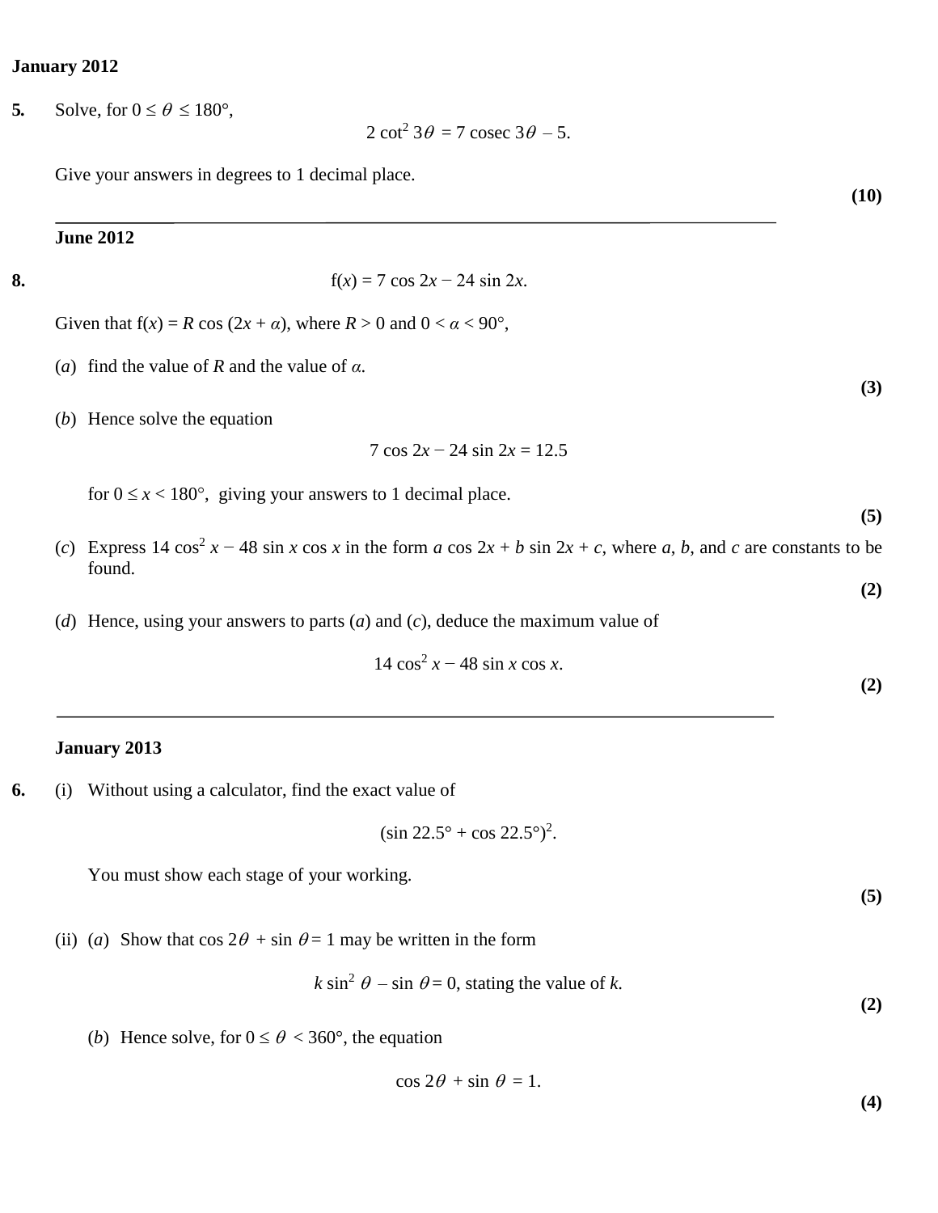**January 2012**

**5.** Solve, for $0 \leq \theta \leq 180°$,

$$2 \cot^2 3\theta = 7 \operatorname{cosec} 3\theta - 5.$$

Give your answers in degrees to 1 decimal place.

**(10)**

---

**June 2012**

**8.**

$$f(x) = 7 \cos 2x - 24 \sin 2x.$$

Given that $f(x) = R \cos (2x + \alpha)$, where $R > 0$ and $0 < \alpha < 90°$,

(*a*) find the value of $R$ and the value of $\alpha$.

**(3)**

(*b*) Hence solve the equation

$$7 \cos 2x - 24 \sin 2x = 12.5$$

for $0 \leq x < 180°$, giving your answers to 1 decimal place.

**(5)**

(*c*) Express $14 \cos^2 x - 48 \sin x \cos x$ in the form $a \cos 2x + b \sin 2x + c$, where $a$, $b$, and $c$ are constants to be found.

**(2)**

(*d*) Hence, using your answers to parts (*a*) and (*c*), deduce the maximum value of

$$14 \cos^2 x - 48 \sin x \cos x.$$

**(2)**

---

**January 2013**

**6.** (i) Without using a calculator, find the exact value of

$$(\sin 22.5° + \cos 22.5°)^2.$$

You must show each stage of your working.

**(5)**

(ii) (*a*) Show that $\cos 2\theta + \sin \theta = 1$ may be written in the form

$$k \sin^2 \theta - \sin \theta = 0, \text{ stating the value of } k.$$

**(2)**

(*b*) Hence solve, for $0 \leq \theta < 360°$, the equation

$$\cos 2\theta + \sin \theta = 1.$$

**(4)**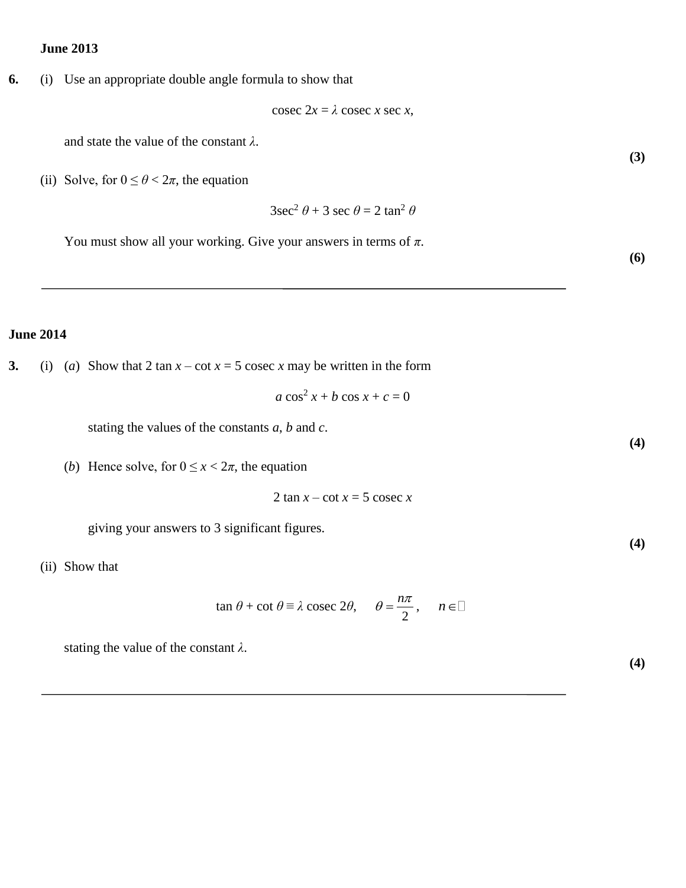**June 2013**

**6.** (i) Use an appropriate double angle formula to show that

$$\text{cosec } 2x = \lambda \text{ cosec } x \sec x,$$

and state the value of the constant $\lambda$.

**(3)**

(ii) Solve, for $0 \leq \theta < 2\pi$, the equation

$$3\sec^2 \theta + 3 \sec \theta = 2 \tan^2 \theta$$

You must show all your working. Give your answers in terms of $\pi$.

**(6)**

---

**June 2014**

**3.** (i) (*a*) Show that $2 \tan x - \cot x = 5 \text{ cosec } x$ may be written in the form

$$a \cos^2 x + b \cos x + c = 0$$

stating the values of the constants $a$, $b$ and $c$.

**(4)**

(*b*) Hence solve, for $0 \leq x < 2\pi$, the equation

$$2 \tan x - \cot x = 5 \text{ cosec } x$$

giving your answers to 3 significant figures.

**(4)**

(ii) Show that

$$\tan \theta + \cot \theta \equiv \lambda \text{ cosec } 2\theta, \qquad \theta = \frac{n\pi}{2}, \qquad n \in \mathbb{Z}$$

stating the value of the constant $\lambda$.

**(4)**

---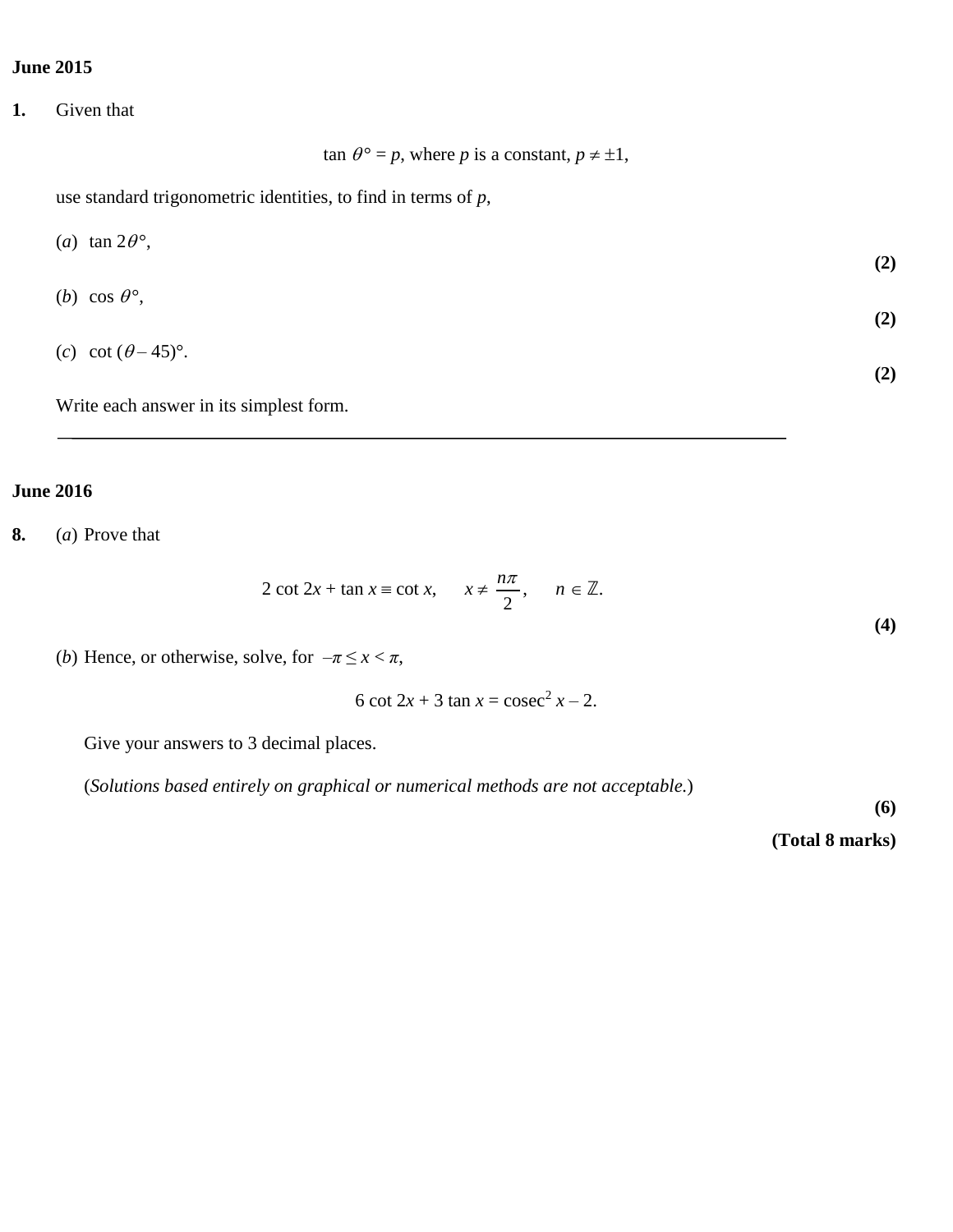**June 2015**

**1.** Given that

$$\tan \theta° = p, \text{ where } p \text{ is a constant, } p \neq \pm 1,$$

use standard trigonometric identities, to find in terms of $p$,

(*a*) $\tan 2\theta°$,

**(2)**

(*b*) $\cos \theta°$,

**(2)**

(*c*) $\cot (\theta - 45)°$.

**(2)**

Write each answer in its simplest form.

---

**June 2016**

**8.** (*a*) Prove that

$$2 \cot 2x + \tan x \equiv \cot x, \quad x \neq \frac{n\pi}{2}, \quad n \in \mathbb{Z}.$$

**(4)**

(*b*) Hence, or otherwise, solve, for $-\pi \leq x < \pi$,

$$6 \cot 2x + 3 \tan x = \text{cosec}^2 x - 2.$$

Give your answers to 3 decimal places.

(*Solutions based entirely on graphical or numerical methods are not acceptable.*)

**(6)**

**(Total 8 marks)**